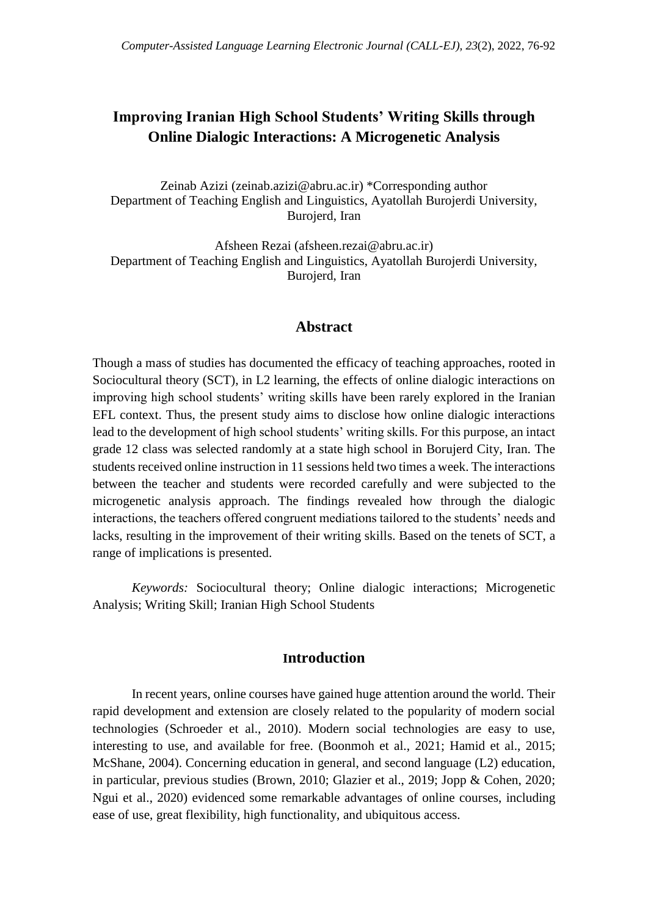# Improving Iranian High School Students' Writing Skills through Online Dialogic Interactions: A Microgenetic Analysis

Zeinab Azizi (zeinab.azizi@abru.ac.ir) *Corresponding author
Department of Teaching English and Linguistics, Ayatollah Burojerdi University, Burojerd, Iran

Afsheen Rezai (afsheen.rezai@abru.ac.ir)
Department of Teaching English and Linguistics, Ayatollah Burojerdi University, Burojerd, Iran

## Abstract

Though a mass of studies has documented the efficacy of teaching approaches, rooted in Sociocultural theory (SCT), in L2 learning, the effects of online dialogic interactions on improving high school students' writing skills have been rarely explored in the Iranian EFL context. Thus, the present study aims to disclose how online dialogic interactions lead to the development of high school students' writing skills. For this purpose, an intact grade 12 class was selected randomly at a state high school in Borujerd City, Iran. The students received online instruction in 11 sessions held two times a week. The interactions between the teacher and students were recorded carefully and were subjected to the microgenetic analysis approach. The findings revealed how through the dialogic interactions, the teachers offered congruent mediations tailored to the students' needs and lacks, resulting in the improvement of their writing skills. Based on the tenets of SCT, a range of implications is presented.

*Keywords:* Sociocultural theory; Online dialogic interactions; Microgenetic Analysis; Writing Skill; Iranian High School Students

## Introduction

In recent years, online courses have gained huge attention around the world. Their rapid development and extension are closely related to the popularity of modern social technologies (Schroeder et al., 2010). Modern social technologies are easy to use, interesting to use, and available for free. (Boonmoh et al., 2021; Hamid et al., 2015; McShane, 2004). Concerning education in general, and second language (L2) education, in particular, previous studies (Brown, 2010; Glazier et al., 2019; Jopp & Cohen, 2020; Ngui et al., 2020) evidenced some remarkable advantages of online courses, including ease of use, great flexibility, high functionality, and ubiquitous access.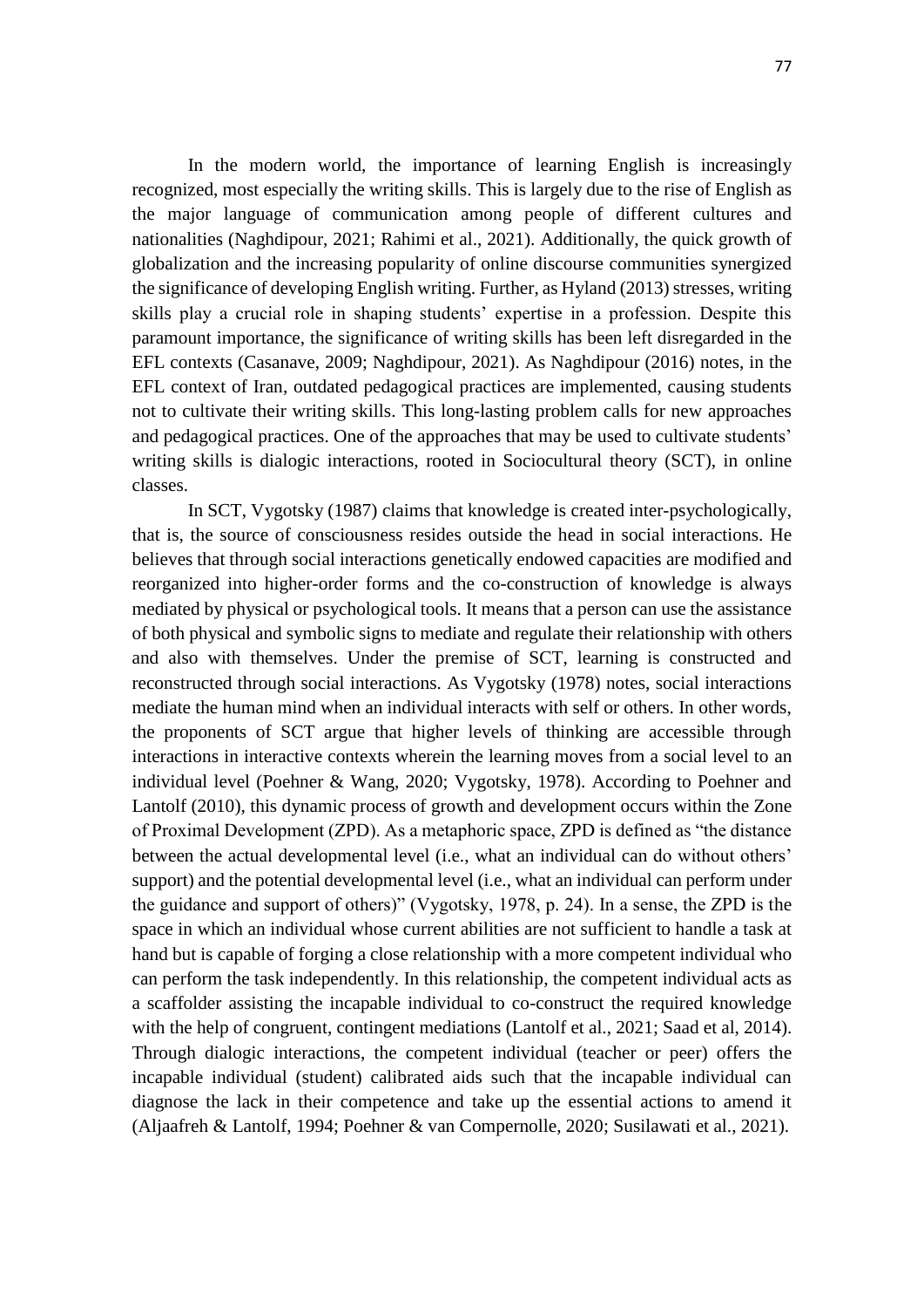In the modern world, the importance of learning English is increasingly recognized, most especially the writing skills. This is largely due to the rise of English as the major language of communication among people of different cultures and nationalities (Naghdipour, 2021; Rahimi et al., 2021). Additionally, the quick growth of globalization and the increasing popularity of online discourse communities synergized the significance of developing English writing. Further, as Hyland (2013) stresses, writing skills play a crucial role in shaping students' expertise in a profession. Despite this paramount importance, the significance of writing skills has been left disregarded in the EFL contexts (Casanave, 2009; Naghdipour, 2021). As Naghdipour (2016) notes, in the EFL context of Iran, outdated pedagogical practices are implemented, causing students not to cultivate their writing skills. This long-lasting problem calls for new approaches and pedagogical practices. One of the approaches that may be used to cultivate students' writing skills is dialogic interactions, rooted in Sociocultural theory (SCT), in online classes.

In SCT, Vygotsky (1987) claims that knowledge is created inter-psychologically, that is, the source of consciousness resides outside the head in social interactions. He believes that through social interactions genetically endowed capacities are modified and reorganized into higher-order forms and the co-construction of knowledge is always mediated by physical or psychological tools. It means that a person can use the assistance of both physical and symbolic signs to mediate and regulate their relationship with others and also with themselves. Under the premise of SCT, learning is constructed and reconstructed through social interactions. As Vygotsky (1978) notes, social interactions mediate the human mind when an individual interacts with self or others. In other words, the proponents of SCT argue that higher levels of thinking are accessible through interactions in interactive contexts wherein the learning moves from a social level to an individual level (Poehner & Wang, 2020; Vygotsky, 1978). According to Poehner and Lantolf (2010), this dynamic process of growth and development occurs within the Zone of Proximal Development (ZPD). As a metaphoric space, ZPD is defined as "the distance between the actual developmental level (i.e., what an individual can do without others' support) and the potential developmental level (i.e., what an individual can perform under the guidance and support of others)" (Vygotsky, 1978, p. 24). In a sense, the ZPD is the space in which an individual whose current abilities are not sufficient to handle a task at hand but is capable of forging a close relationship with a more competent individual who can perform the task independently. In this relationship, the competent individual acts as a scaffolder assisting the incapable individual to co-construct the required knowledge with the help of congruent, contingent mediations (Lantolf et al., 2021; Saad et al, 2014). Through dialogic interactions, the competent individual (teacher or peer) offers the incapable individual (student) calibrated aids such that the incapable individual can diagnose the lack in their competence and take up the essential actions to amend it (Aljaafreh & Lantolf, 1994; Poehner & van Compernolle, 2020; Susilawati et al., 2021).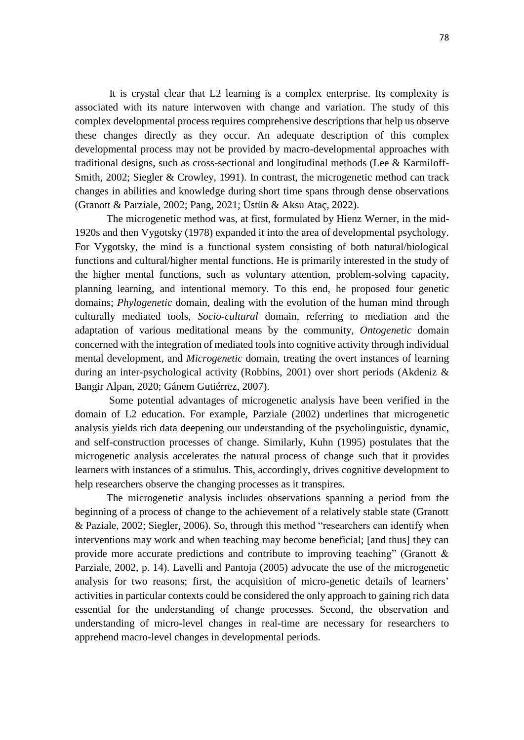It is crystal clear that L2 learning is a complex enterprise. Its complexity is associated with its nature interwoven with change and variation. The study of this complex developmental process requires comprehensive descriptions that help us observe these changes directly as they occur. An adequate description of this complex developmental process may not be provided by macro-developmental approaches with traditional designs, such as cross-sectional and longitudinal methods (Lee & Karmiloff-Smith, 2002; Siegler & Crowley, 1991). In contrast, the microgenetic method can track changes in abilities and knowledge during short time spans through dense observations (Granott & Parziale, 2002; Pang, 2021; Üstün & Aksu Ataç, 2022).

The microgenetic method was, at first, formulated by Hienz Werner, in the mid-1920s and then Vygotsky (1978) expanded it into the area of developmental psychology. For Vygotsky, the mind is a functional system consisting of both natural/biological functions and cultural/higher mental functions. He is primarily interested in the study of the higher mental functions, such as voluntary attention, problem-solving capacity, planning learning, and intentional memory. To this end, he proposed four genetic domains; *Phylogenetic* domain, dealing with the evolution of the human mind through culturally mediated tools, *Socio-cultural* domain, referring to mediation and the adaptation of various meditational means by the community, *Ontogenetic* domain concerned with the integration of mediated tools into cognitive activity through individual mental development, and *Microgenetic* domain, treating the overt instances of learning during an inter-psychological activity (Robbins, 2001) over short periods (Akdeniz & Bangir Alpan, 2020; Gánem Gutiérrez, 2007).

Some potential advantages of microgenetic analysis have been verified in the domain of L2 education. For example, Parziale (2002) underlines that microgenetic analysis yields rich data deepening our understanding of the psycholinguistic, dynamic, and self-construction processes of change. Similarly, Kuhn (1995) postulates that the microgenetic analysis accelerates the natural process of change such that it provides learners with instances of a stimulus. This, accordingly, drives cognitive development to help researchers observe the changing processes as it transpires.

The microgenetic analysis includes observations spanning a period from the beginning of a process of change to the achievement of a relatively stable state (Granott & Paziale, 2002; Siegler, 2006). So, through this method "researchers can identify when interventions may work and when teaching may become beneficial; [and thus] they can provide more accurate predictions and contribute to improving teaching" (Granott & Parziale, 2002, p. 14). Lavelli and Pantoja (2005) advocate the use of the microgenetic analysis for two reasons; first, the acquisition of micro-genetic details of learners' activities in particular contexts could be considered the only approach to gaining rich data essential for the understanding of change processes. Second, the observation and understanding of micro-level changes in real-time are necessary for researchers to apprehend macro-level changes in developmental periods.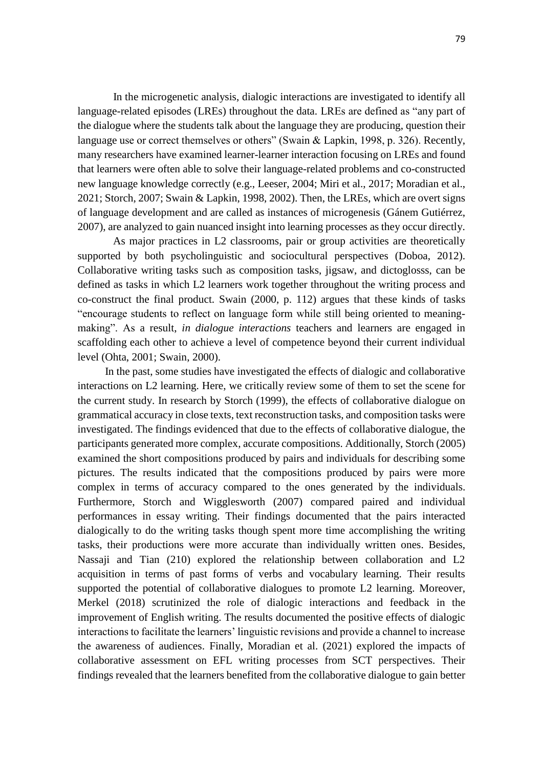In the microgenetic analysis, dialogic interactions are investigated to identify all language-related episodes (LREs) throughout the data. LREs are defined as "any part of the dialogue where the students talk about the language they are producing, question their language use or correct themselves or others" (Swain & Lapkin, 1998, p. 326). Recently, many researchers have examined learner-learner interaction focusing on LREs and found that learners were often able to solve their language-related problems and co-constructed new language knowledge correctly (e.g., Leeser, 2004; Miri et al., 2017; Moradian et al., 2021; Storch, 2007; Swain & Lapkin, 1998, 2002). Then, the LREs, which are overt signs of language development and are called as instances of microgenesis (Gánem Gutiérrez, 2007), are analyzed to gain nuanced insight into learning processes as they occur directly.

As major practices in L2 classrooms, pair or group activities are theoretically supported by both psycholinguistic and sociocultural perspectives (Doboa, 2012). Collaborative writing tasks such as composition tasks, jigsaw, and dictoglosss, can be defined as tasks in which L2 learners work together throughout the writing process and co-construct the final product. Swain (2000, p. 112) argues that these kinds of tasks "encourage students to reflect on language form while still being oriented to meaning-making". As a result, *in dialogue interactions* teachers and learners are engaged in scaffolding each other to achieve a level of competence beyond their current individual level (Ohta, 2001; Swain, 2000).

In the past, some studies have investigated the effects of dialogic and collaborative interactions on L2 learning. Here, we critically review some of them to set the scene for the current study. In research by Storch (1999), the effects of collaborative dialogue on grammatical accuracy in close texts, text reconstruction tasks, and composition tasks were investigated. The findings evidenced that due to the effects of collaborative dialogue, the participants generated more complex, accurate compositions. Additionally, Storch (2005) examined the short compositions produced by pairs and individuals for describing some pictures. The results indicated that the compositions produced by pairs were more complex in terms of accuracy compared to the ones generated by the individuals. Furthermore, Storch and Wigglesworth (2007) compared paired and individual performances in essay writing. Their findings documented that the pairs interacted dialogically to do the writing tasks though spent more time accomplishing the writing tasks, their productions were more accurate than individually written ones. Besides, Nassaji and Tian (210) explored the relationship between collaboration and L2 acquisition in terms of past forms of verbs and vocabulary learning. Their results supported the potential of collaborative dialogues to promote L2 learning. Moreover, Merkel (2018) scrutinized the role of dialogic interactions and feedback in the improvement of English writing. The results documented the positive effects of dialogic interactions to facilitate the learners' linguistic revisions and provide a channel to increase the awareness of audiences. Finally, Moradian et al. (2021) explored the impacts of collaborative assessment on EFL writing processes from SCT perspectives. Their findings revealed that the learners benefited from the collaborative dialogue to gain better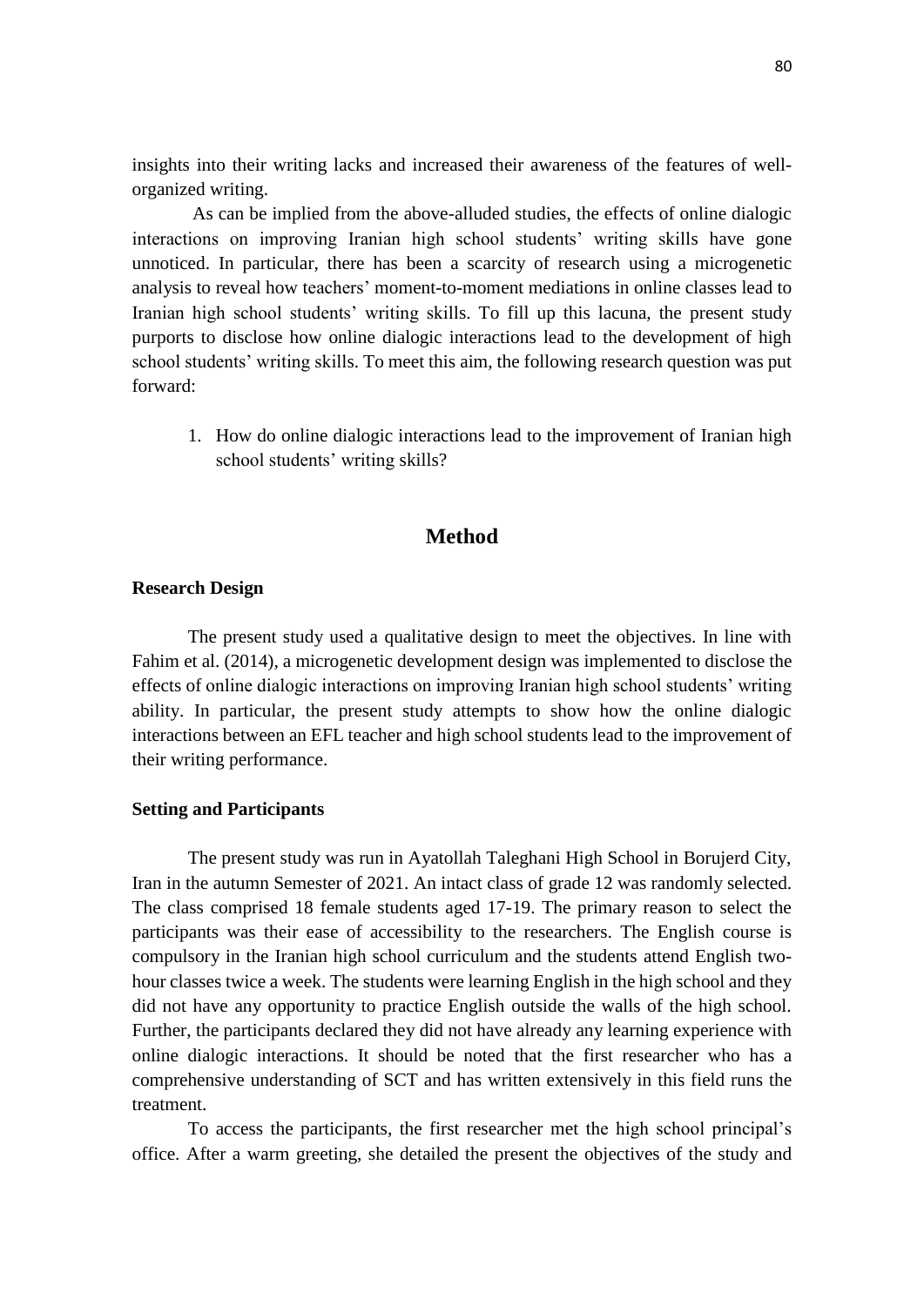insights into their writing lacks and increased their awareness of the features of well-organized writing.

As can be implied from the above-alluded studies, the effects of online dialogic interactions on improving Iranian high school students' writing skills have gone unnoticed. In particular, there has been a scarcity of research using a microgenetic analysis to reveal how teachers' moment-to-moment mediations in online classes lead to Iranian high school students' writing skills. To fill up this lacuna, the present study purports to disclose how online dialogic interactions lead to the development of high school students' writing skills. To meet this aim, the following research question was put forward:

1. How do online dialogic interactions lead to the improvement of Iranian high school students' writing skills?

## Method

### Research Design

The present study used a qualitative design to meet the objectives. In line with Fahim et al. (2014), a microgenetic development design was implemented to disclose the effects of online dialogic interactions on improving Iranian high school students' writing ability. In particular, the present study attempts to show how the online dialogic interactions between an EFL teacher and high school students lead to the improvement of their writing performance.

### Setting and Participants

The present study was run in Ayatollah Taleghani High School in Borujerd City, Iran in the autumn Semester of 2021. An intact class of grade 12 was randomly selected. The class comprised 18 female students aged 17-19. The primary reason to select the participants was their ease of accessibility to the researchers. The English course is compulsory in the Iranian high school curriculum and the students attend English two-hour classes twice a week. The students were learning English in the high school and they did not have any opportunity to practice English outside the walls of the high school. Further, the participants declared they did not have already any learning experience with online dialogic interactions. It should be noted that the first researcher who has a comprehensive understanding of SCT and has written extensively in this field runs the treatment.

To access the participants, the first researcher met the high school principal's office. After a warm greeting, she detailed the present the objectives of the study and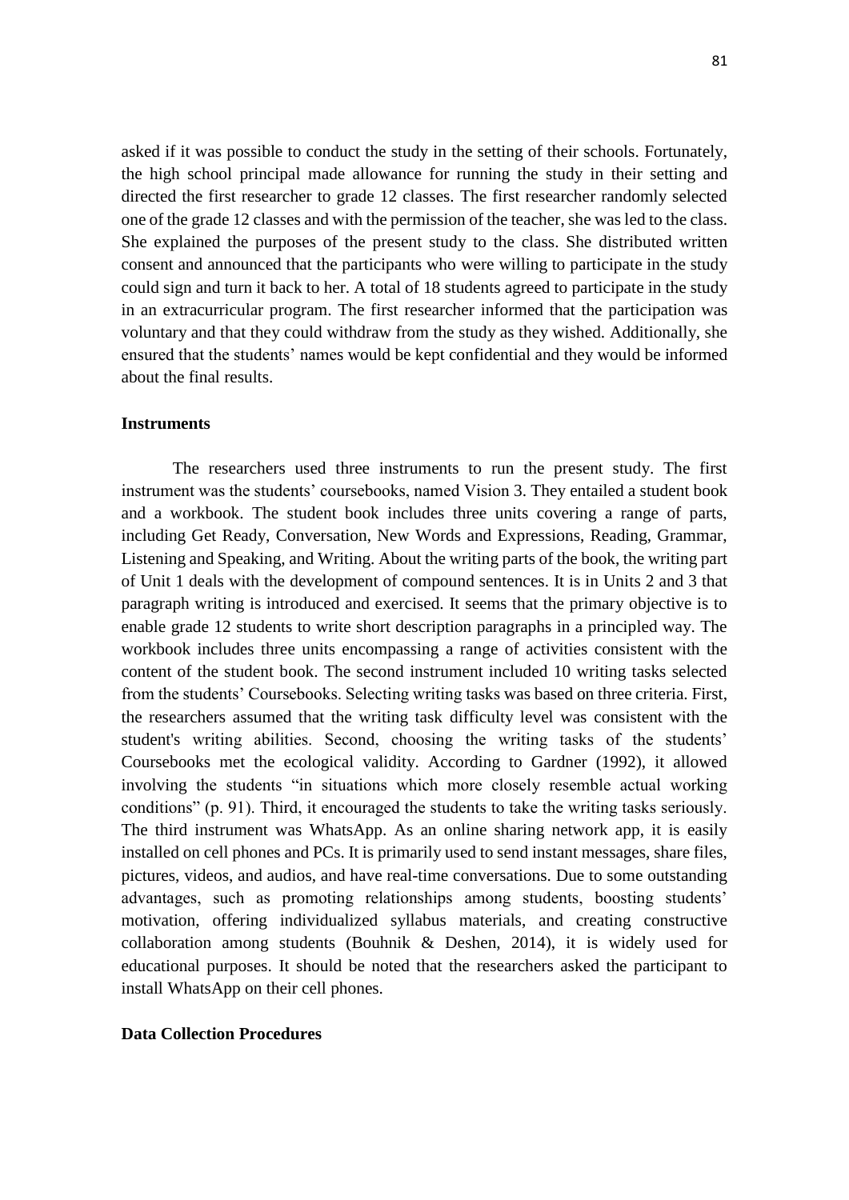asked if it was possible to conduct the study in the setting of their schools. Fortunately, the high school principal made allowance for running the study in their setting and directed the first researcher to grade 12 classes. The first researcher randomly selected one of the grade 12 classes and with the permission of the teacher, she was led to the class. She explained the purposes of the present study to the class. She distributed written consent and announced that the participants who were willing to participate in the study could sign and turn it back to her. A total of 18 students agreed to participate in the study in an extracurricular program. The first researcher informed that the participation was voluntary and that they could withdraw from the study as they wished. Additionally, she ensured that the students' names would be kept confidential and they would be informed about the final results.

### Instruments

The researchers used three instruments to run the present study. The first instrument was the students' coursebooks, named Vision 3. They entailed a student book and a workbook. The student book includes three units covering a range of parts, including Get Ready, Conversation, New Words and Expressions, Reading, Grammar, Listening and Speaking, and Writing. About the writing parts of the book, the writing part of Unit 1 deals with the development of compound sentences. It is in Units 2 and 3 that paragraph writing is introduced and exercised. It seems that the primary objective is to enable grade 12 students to write short description paragraphs in a principled way. The workbook includes three units encompassing a range of activities consistent with the content of the student book. The second instrument included 10 writing tasks selected from the students' Coursebooks. Selecting writing tasks was based on three criteria. First, the researchers assumed that the writing task difficulty level was consistent with the student's writing abilities. Second, choosing the writing tasks of the students' Coursebooks met the ecological validity. According to Gardner (1992), it allowed involving the students "in situations which more closely resemble actual working conditions" (p. 91). Third, it encouraged the students to take the writing tasks seriously. The third instrument was WhatsApp. As an online sharing network app, it is easily installed on cell phones and PCs. It is primarily used to send instant messages, share files, pictures, videos, and audios, and have real-time conversations. Due to some outstanding advantages, such as promoting relationships among students, boosting students' motivation, offering individualized syllabus materials, and creating constructive collaboration among students (Bouhnik & Deshen, 2014), it is widely used for educational purposes. It should be noted that the researchers asked the participant to install WhatsApp on their cell phones.

### Data Collection Procedures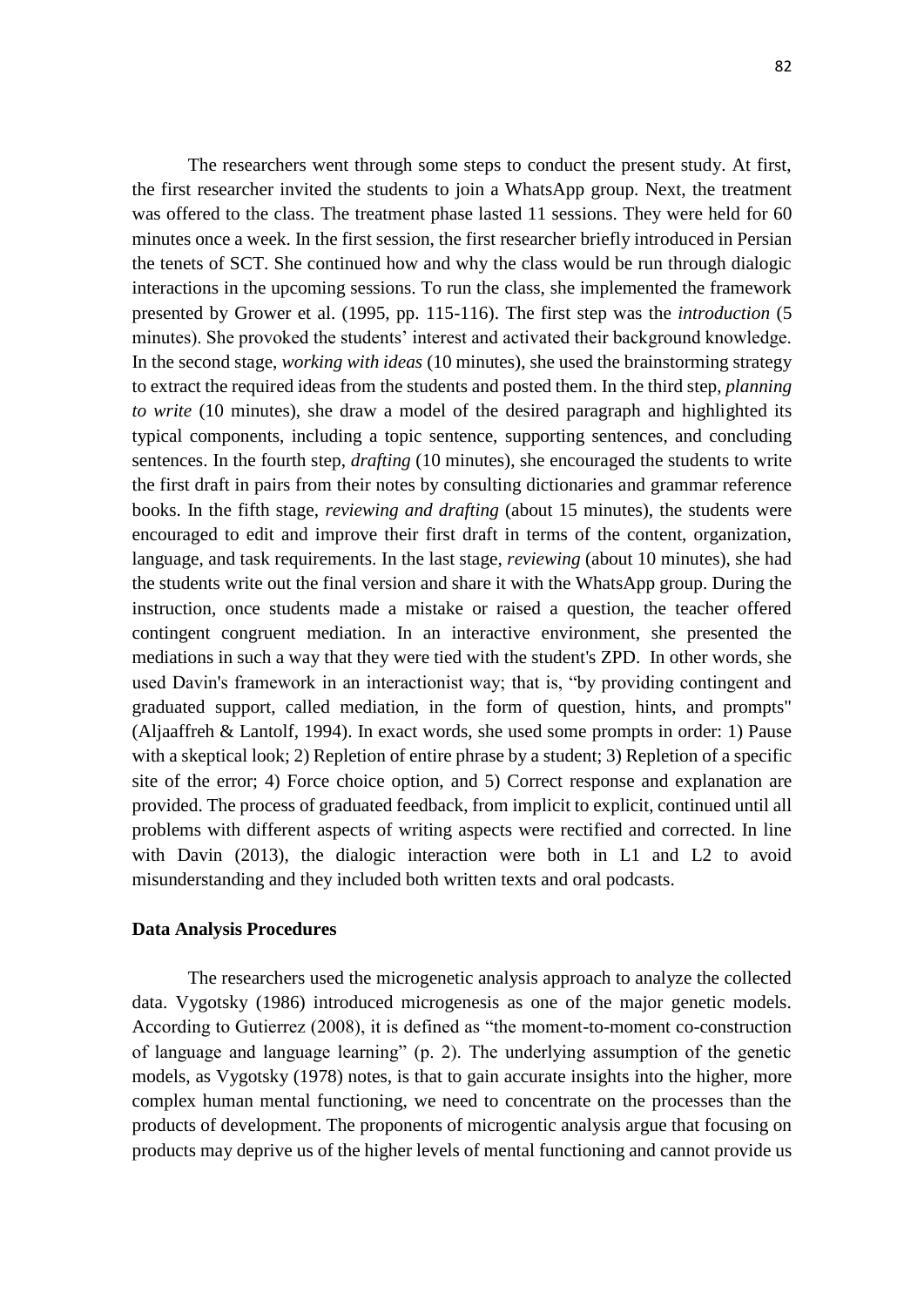The researchers went through some steps to conduct the present study. At first, the first researcher invited the students to join a WhatsApp group. Next, the treatment was offered to the class. The treatment phase lasted 11 sessions. They were held for 60 minutes once a week. In the first session, the first researcher briefly introduced in Persian the tenets of SCT. She continued how and why the class would be run through dialogic interactions in the upcoming sessions. To run the class, she implemented the framework presented by Grower et al. (1995, pp. 115-116). The first step was the *introduction* (5 minutes). She provoked the students' interest and activated their background knowledge. In the second stage, *working with ideas* (10 minutes), she used the brainstorming strategy to extract the required ideas from the students and posted them. In the third step, *planning to write* (10 minutes), she draw a model of the desired paragraph and highlighted its typical components, including a topic sentence, supporting sentences, and concluding sentences. In the fourth step, *drafting* (10 minutes), she encouraged the students to write the first draft in pairs from their notes by consulting dictionaries and grammar reference books. In the fifth stage, *reviewing and drafting* (about 15 minutes), the students were encouraged to edit and improve their first draft in terms of the content, organization, language, and task requirements. In the last stage, *reviewing* (about 10 minutes), she had the students write out the final version and share it with the WhatsApp group. During the instruction, once students made a mistake or raised a question, the teacher offered contingent congruent mediation. In an interactive environment, she presented the mediations in such a way that they were tied with the student's ZPD. In other words, she used Davin's framework in an interactionist way; that is, "by providing contingent and graduated support, called mediation, in the form of question, hints, and prompts" (Aljaaffreh & Lantolf, 1994). In exact words, she used some prompts in order: 1) Pause with a skeptical look; 2) Repletion of entire phrase by a student; 3) Repletion of a specific site of the error; 4) Force choice option, and 5) Correct response and explanation are provided. The process of graduated feedback, from implicit to explicit, continued until all problems with different aspects of writing aspects were rectified and corrected. In line with Davin (2013), the dialogic interaction were both in L1 and L2 to avoid misunderstanding and they included both written texts and oral podcasts.

### Data Analysis Procedures

The researchers used the microgenetic analysis approach to analyze the collected data. Vygotsky (1986) introduced microgenesis as one of the major genetic models. According to Gutierrez (2008), it is defined as "the moment-to-moment co-construction of language and language learning" (p. 2). The underlying assumption of the genetic models, as Vygotsky (1978) notes, is that to gain accurate insights into the higher, more complex human mental functioning, we need to concentrate on the processes than the products of development. The proponents of microgentic analysis argue that focusing on products may deprive us of the higher levels of mental functioning and cannot provide us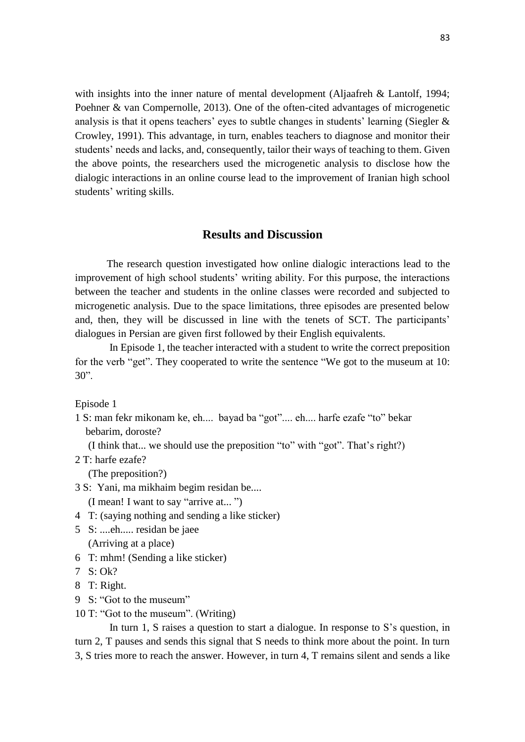with insights into the inner nature of mental development (Aljaafreh & Lantolf, 1994; Poehner & van Compernolle, 2013). One of the often-cited advantages of microgenetic analysis is that it opens teachers' eyes to subtle changes in students' learning (Siegler & Crowley, 1991). This advantage, in turn, enables teachers to diagnose and monitor their students' needs and lacks, and, consequently, tailor their ways of teaching to them. Given the above points, the researchers used the microgenetic analysis to disclose how the dialogic interactions in an online course lead to the improvement of Iranian high school students' writing skills.

## Results and Discussion

The research question investigated how online dialogic interactions lead to the improvement of high school students' writing ability. For this purpose, the interactions between the teacher and students in the online classes were recorded and subjected to microgenetic analysis. Due to the space limitations, three episodes are presented below and, then, they will be discussed in line with the tenets of SCT. The participants' dialogues in Persian are given first followed by their English equivalents.

In Episode 1, the teacher interacted with a student to write the correct preposition for the verb "get". They cooperated to write the sentence "We got to the museum at 10: 30".

Episode 1

1 S: man fekr mikonam ke, eh.... bayad ba "got".... eh.... harfe ezafe "to" bekar bebarim, doroste?
   (I think that... we should use the preposition "to" with "got". That's right?)

2 T: harfe ezafe?
   (The preposition?)

3 S: Yani, ma mikhaim begim residan be....
   (I mean! I want to say "arrive at... ")

4 T: (saying nothing and sending a like sticker)

5 S: ....eh..... residan be jaee
   (Arriving at a place)

6 T: mhm! (Sending a like sticker)

7 S: Ok?

8 T: Right.

9 S: "Got to the museum"

10 T: "Got to the museum". (Writing)

In turn 1, S raises a question to start a dialogue. In response to S's question, in turn 2, T pauses and sends this signal that S needs to think more about the point. In turn 3, S tries more to reach the answer. However, in turn 4, T remains silent and sends a like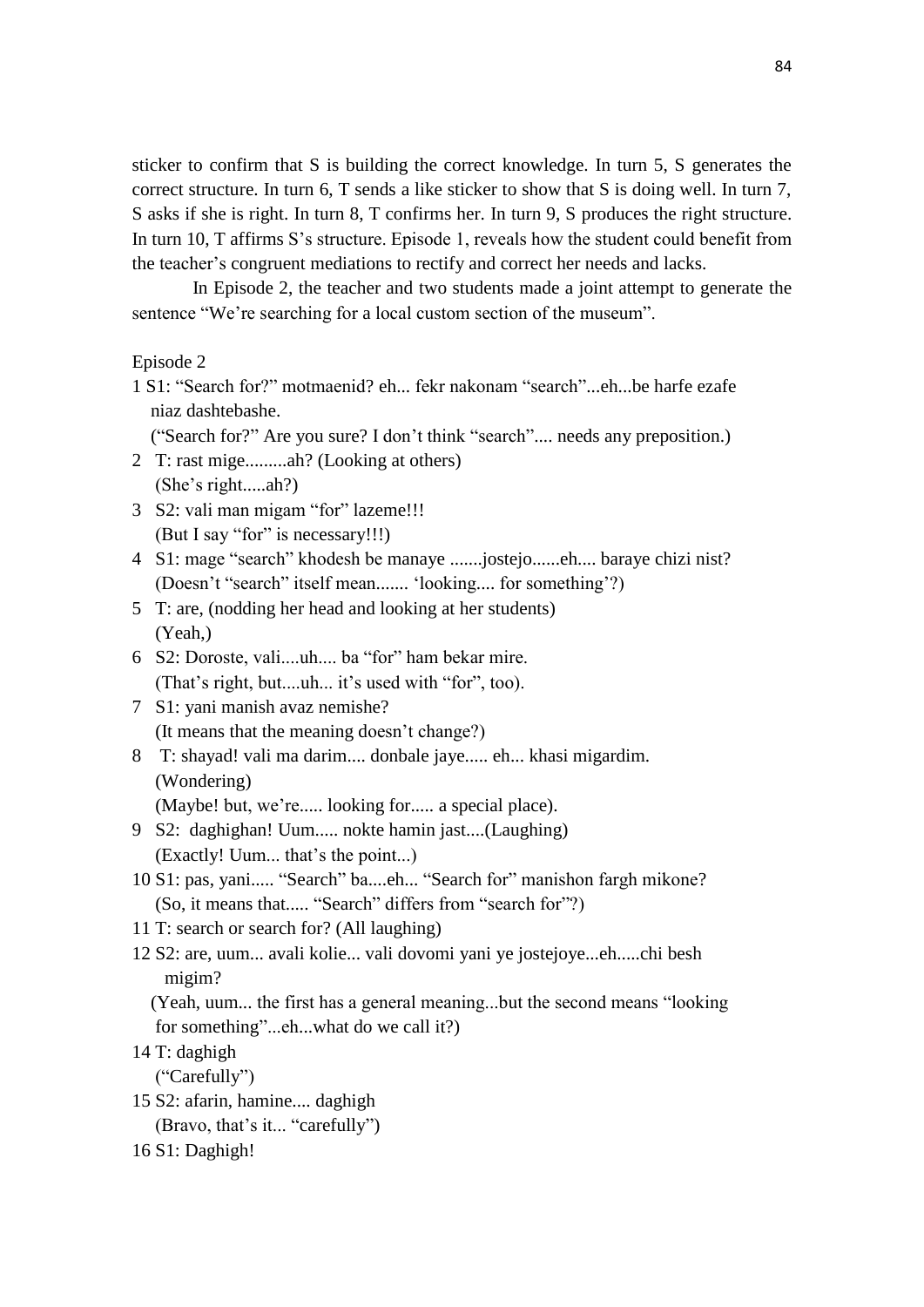sticker to confirm that S is building the correct knowledge. In turn 5, S generates the correct structure. In turn 6, T sends a like sticker to show that S is doing well. In turn 7, S asks if she is right. In turn 8, T confirms her. In turn 9, S produces the right structure. In turn 10, T affirms S's structure. Episode 1, reveals how the student could benefit from the teacher's congruent mediations to rectify and correct her needs and lacks.

In Episode 2, the teacher and two students made a joint attempt to generate the sentence "We're searching for a local custom section of the museum".

Episode 2

1 S1: "Search for?" motmaenid? eh... fekr nakonam "search"...eh...be harfe ezafe niaz dashtebashe.
("Search for?" Are you sure? I don't think "search".... needs any preposition.)

2 T: rast mige.........ah? (Looking at others)
(She's right.....ah?)

3 S2: vali man migam "for" lazeme!!!
(But I say "for" is necessary!!!)

4 S1: mage "search" khodesh be manaye .......jostejo......eh.... baraye chizi nist?
(Doesn't "search" itself mean....... 'looking.... for something'?)

5 T: are, (nodding her head and looking at her students)
(Yeah,)

6 S2: Doroste, vali....uh.... ba "for" ham bekar mire.
(That's right, but....uh... it's used with "for", too).

7 S1: yani manish avaz nemishe?
(It means that the meaning doesn't change?)

8 T: shayad! vali ma darim.... donbale jaye..... eh... khasi migardim.
(Wondering)
(Maybe! but, we're..... looking for..... a special place).

9 S2: daghighan! Uum..... nokte hamin jast....(Laughing)
(Exactly! Uum... that's the point...)

10 S1: pas, yani..... "Search" ba....eh... "Search for" manishon fargh mikone?
(So, it means that..... "Search" differs from "search for"?)

11 T: search or search for? (All laughing)

12 S2: are, uum... avali kolie... vali dovomi yani ye jostejoye...eh.....chi besh migim?
(Yeah, uum... the first has a general meaning...but the second means "looking for something"...eh...what do we call it?)

14 T: daghigh
("Carefully")

15 S2: afarin, hamine.... daghigh
(Bravo, that's it... "carefully")

16 S1: Daghigh!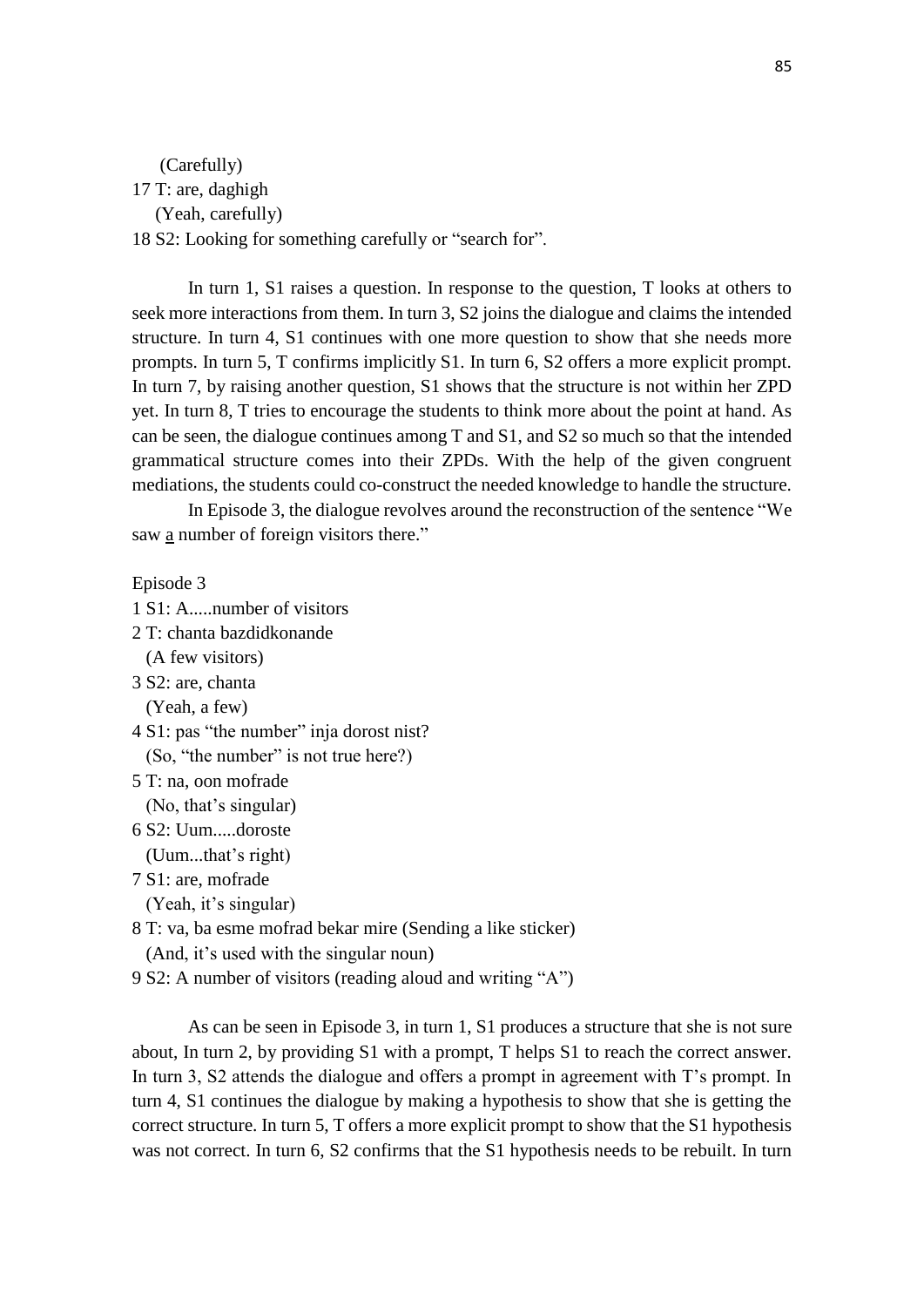(Carefully)

17 T: are, daghigh

(Yeah, carefully)

18 S2: Looking for something carefully or "search for".

In turn 1, S1 raises a question. In response to the question, T looks at others to seek more interactions from them. In turn 3, S2 joins the dialogue and claims the intended structure. In turn 4, S1 continues with one more question to show that she needs more prompts. In turn 5, T confirms implicitly S1. In turn 6, S2 offers a more explicit prompt. In turn 7, by raising another question, S1 shows that the structure is not within her ZPD yet. In turn 8, T tries to encourage the students to think more about the point at hand. As can be seen, the dialogue continues among T and S1, and S2 so much so that the intended grammatical structure comes into their ZPDs. With the help of the given congruent mediations, the students could co-construct the needed knowledge to handle the structure.

In Episode 3, the dialogue revolves around the reconstruction of the sentence "We saw <u>a</u> number of foreign visitors there."

Episode 3

1 S1: A.....number of visitors

2 T: chanta bazdidkonande

(A few visitors)

3 S2: are, chanta

(Yeah, a few)

4 S1: pas "the number" inja dorost nist?

(So, "the number" is not true here?)

5 T: na, oon mofrade

(No, that's singular)

6 S2: Uum.....doroste

(Uum...that's right)

7 S1: are, mofrade

(Yeah, it's singular)

8 T: va, ba esme mofrad bekar mire (Sending a like sticker)

(And, it's used with the singular noun)

9 S2: A number of visitors (reading aloud and writing "A")

As can be seen in Episode 3, in turn 1, S1 produces a structure that she is not sure about, In turn 2, by providing S1 with a prompt, T helps S1 to reach the correct answer. In turn 3, S2 attends the dialogue and offers a prompt in agreement with T's prompt. In turn 4, S1 continues the dialogue by making a hypothesis to show that she is getting the correct structure. In turn 5, T offers a more explicit prompt to show that the S1 hypothesis was not correct. In turn 6, S2 confirms that the S1 hypothesis needs to be rebuilt. In turn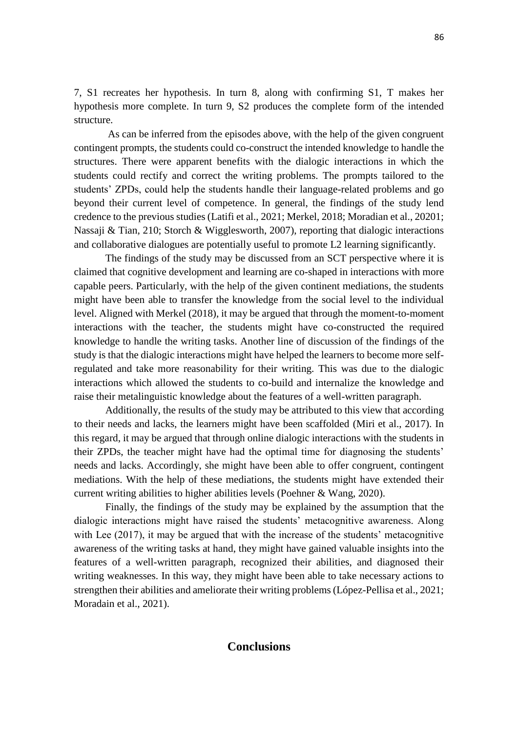7, S1 recreates her hypothesis. In turn 8, along with confirming S1, T makes her hypothesis more complete. In turn 9, S2 produces the complete form of the intended structure.

As can be inferred from the episodes above, with the help of the given congruent contingent prompts, the students could co-construct the intended knowledge to handle the structures. There were apparent benefits with the dialogic interactions in which the students could rectify and correct the writing problems. The prompts tailored to the students' ZPDs, could help the students handle their language-related problems and go beyond their current level of competence. In general, the findings of the study lend credence to the previous studies (Latifi et al., 2021; Merkel, 2018; Moradian et al., 20201; Nassaji & Tian, 210; Storch & Wigglesworth, 2007), reporting that dialogic interactions and collaborative dialogues are potentially useful to promote L2 learning significantly.

The findings of the study may be discussed from an SCT perspective where it is claimed that cognitive development and learning are co-shaped in interactions with more capable peers. Particularly, with the help of the given continent mediations, the students might have been able to transfer the knowledge from the social level to the individual level. Aligned with Merkel (2018), it may be argued that through the moment-to-moment interactions with the teacher, the students might have co-constructed the required knowledge to handle the writing tasks. Another line of discussion of the findings of the study is that the dialogic interactions might have helped the learners to become more self-regulated and take more reasonability for their writing. This was due to the dialogic interactions which allowed the students to co-build and internalize the knowledge and raise their metalinguistic knowledge about the features of a well-written paragraph.

Additionally, the results of the study may be attributed to this view that according to their needs and lacks, the learners might have been scaffolded (Miri et al., 2017). In this regard, it may be argued that through online dialogic interactions with the students in their ZPDs, the teacher might have had the optimal time for diagnosing the students' needs and lacks. Accordingly, she might have been able to offer congruent, contingent mediations. With the help of these mediations, the students might have extended their current writing abilities to higher abilities levels (Poehner & Wang, 2020).

Finally, the findings of the study may be explained by the assumption that the dialogic interactions might have raised the students' metacognitive awareness. Along with Lee (2017), it may be argued that with the increase of the students' metacognitive awareness of the writing tasks at hand, they might have gained valuable insights into the features of a well-written paragraph, recognized their abilities, and diagnosed their writing weaknesses. In this way, they might have been able to take necessary actions to strengthen their abilities and ameliorate their writing problems (López-Pellisa et al., 2021; Moradain et al., 2021).

## Conclusions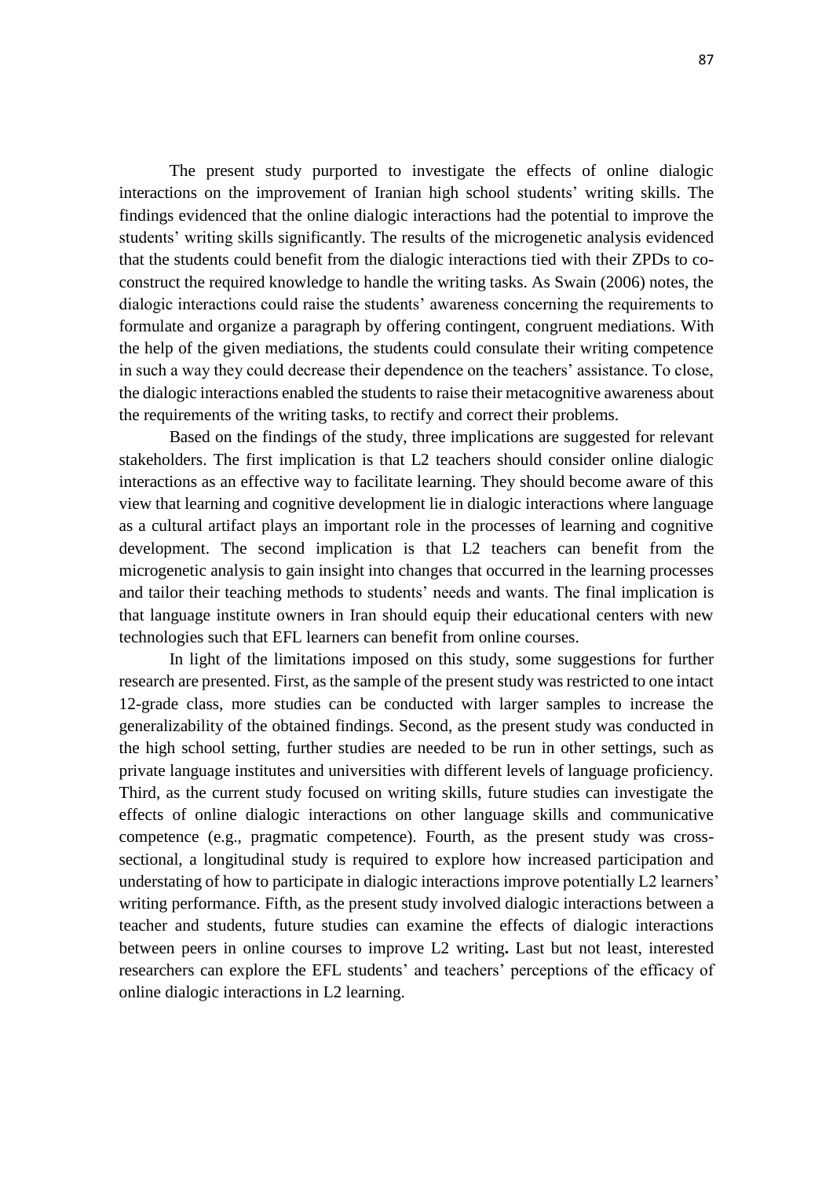The present study purported to investigate the effects of online dialogic interactions on the improvement of Iranian high school students' writing skills. The findings evidenced that the online dialogic interactions had the potential to improve the students' writing skills significantly. The results of the microgenetic analysis evidenced that the students could benefit from the dialogic interactions tied with their ZPDs to co-construct the required knowledge to handle the writing tasks. As Swain (2006) notes, the dialogic interactions could raise the students' awareness concerning the requirements to formulate and organize a paragraph by offering contingent, congruent mediations. With the help of the given mediations, the students could consulate their writing competence in such a way they could decrease their dependence on the teachers' assistance. To close, the dialogic interactions enabled the students to raise their metacognitive awareness about the requirements of the writing tasks, to rectify and correct their problems.

Based on the findings of the study, three implications are suggested for relevant stakeholders. The first implication is that L2 teachers should consider online dialogic interactions as an effective way to facilitate learning. They should become aware of this view that learning and cognitive development lie in dialogic interactions where language as a cultural artifact plays an important role in the processes of learning and cognitive development. The second implication is that L2 teachers can benefit from the microgenetic analysis to gain insight into changes that occurred in the learning processes and tailor their teaching methods to students' needs and wants. The final implication is that language institute owners in Iran should equip their educational centers with new technologies such that EFL learners can benefit from online courses.

In light of the limitations imposed on this study, some suggestions for further research are presented. First, as the sample of the present study was restricted to one intact 12-grade class, more studies can be conducted with larger samples to increase the generalizability of the obtained findings. Second, as the present study was conducted in the high school setting, further studies are needed to be run in other settings, such as private language institutes and universities with different levels of language proficiency. Third, as the current study focused on writing skills, future studies can investigate the effects of online dialogic interactions on other language skills and communicative competence (e.g., pragmatic competence). Fourth, as the present study was cross-sectional, a longitudinal study is required to explore how increased participation and understating of how to participate in dialogic interactions improve potentially L2 learners' writing performance. Fifth, as the present study involved dialogic interactions between a teacher and students, future studies can examine the effects of dialogic interactions between peers in online courses to improve L2 writing**.** Last but not least, interested researchers can explore the EFL students' and teachers' perceptions of the efficacy of online dialogic interactions in L2 learning.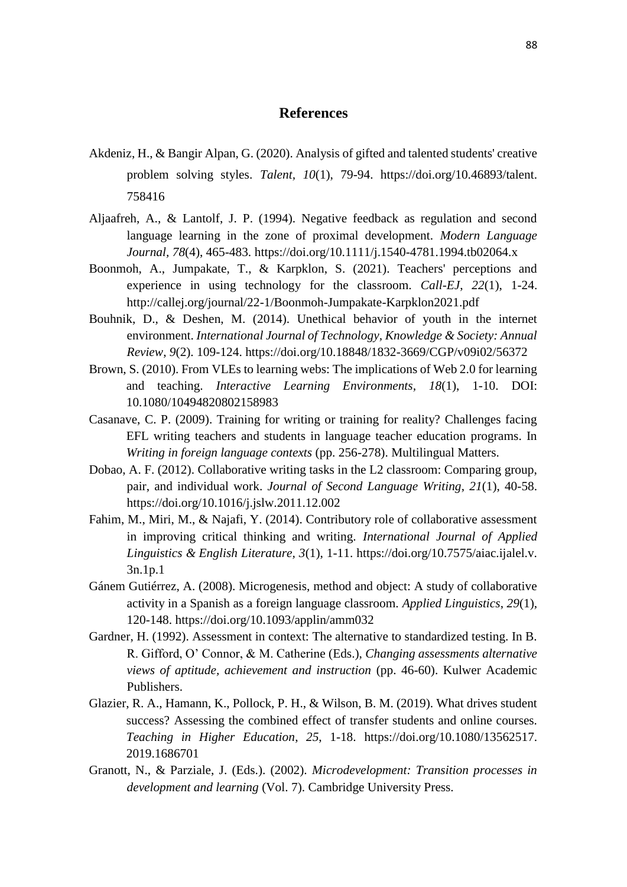# References

Akdeniz, H., & Bangir Alpan, G. (2020). Analysis of gifted and talented students' creative problem solving styles. *Talent*, *10*(1), 79-94. https://doi.org/10.46893/talent.758416

Aljaafreh, A., & Lantolf, J. P. (1994). Negative feedback as regulation and second language learning in the zone of proximal development. *Modern Language Journal*, *78*(4), 465-483. https://doi.org/10.1111/j.1540-4781.1994.tb02064.x

Boonmoh, A., Jumpakate, T., & Karpklon, S. (2021). Teachers' perceptions and experience in using technology for the classroom. *Call-EJ*, *22*(1), 1-24. http://callej.org/journal/22-1/Boonmoh-Jumpakate-Karpklon2021.pdf

Bouhnik, D., & Deshen, M. (2014). Unethical behavior of youth in the internet environment. *International Journal of Technology, Knowledge & Society: Annual Review*, *9*(2). 109-124. https://doi.org/10.18848/1832-3669/CGP/v09i02/56372

Brown, S. (2010). From VLEs to learning webs: The implications of Web 2.0 for learning and teaching. *Interactive Learning Environments*, *18*(1), 1-10. DOI: 10.1080/10494820802158983

Casanave, C. P. (2009). Training for writing or training for reality? Challenges facing EFL writing teachers and students in language teacher education programs. In *Writing in foreign language contexts* (pp. 256-278). Multilingual Matters.

Dobao, A. F. (2012). Collaborative writing tasks in the L2 classroom: Comparing group, pair, and individual work. *Journal of Second Language Writing*, *21*(1), 40-58. https://doi.org/10.1016/j.jslw.2011.12.002

Fahim, M., Miri, M., & Najafi, Y. (2014). Contributory role of collaborative assessment in improving critical thinking and writing. *International Journal of Applied Linguistics & English Literature, 3*(1), 1-11. https://doi.org/10.7575/aiac.ijalel.v.3n.1p.1

Gánem Gutiérrez, A. (2008). Microgenesis, method and object: A study of collaborative activity in a Spanish as a foreign language classroom. *Applied Linguistics*, *29*(1), 120-148. https://doi.org/10.1093/applin/amm032

Gardner, H. (1992). Assessment in context: The alternative to standardized testing. In B. R. Gifford, O' Connor, & M. Catherine (Eds.), *Changing assessments alternative views of aptitude, achievement and instruction* (pp. 46-60). Kulwer Academic Publishers.

Glazier, R. A., Hamann, K., Pollock, P. H., & Wilson, B. M. (2019). What drives student success? Assessing the combined effect of transfer students and online courses. *Teaching in Higher Education*, *25*, 1-18. https://doi.org/10.1080/13562517.2019.1686701

Granott, N., & Parziale, J. (Eds.). (2002). *Microdevelopment: Transition processes in development and learning* (Vol. 7). Cambridge University Press.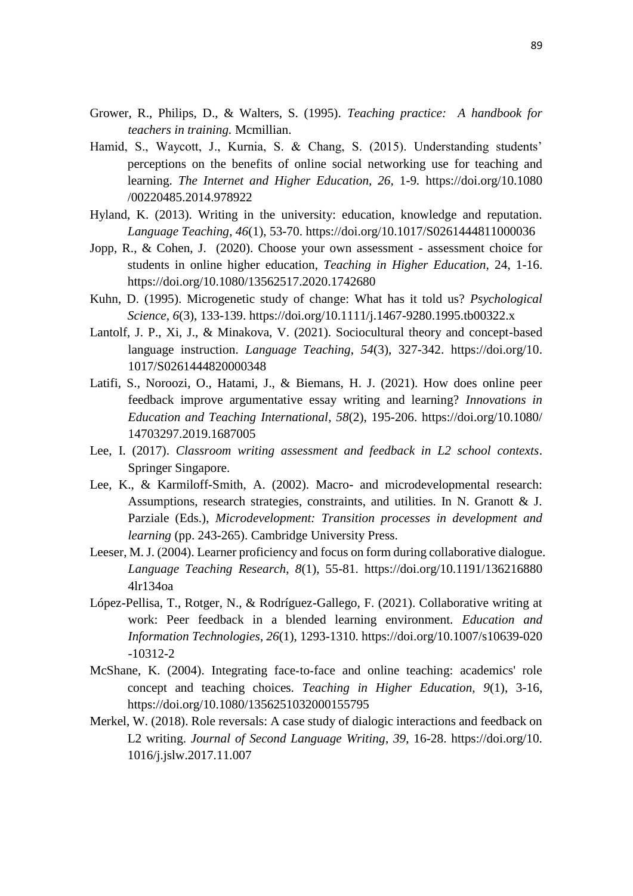Grower, R., Philips, D., & Walters, S. (1995). *Teaching practice: A handbook for teachers in training.* Mcmillian.

Hamid, S., Waycott, J., Kurnia, S. & Chang, S. (2015). Understanding students' perceptions on the benefits of online social networking use for teaching and learning. *The Internet and Higher Education*, *26*, 1-9. https://doi.org/10.1080/00220485.2014.978922

Hyland, K. (2013). Writing in the university: education, knowledge and reputation. *Language Teaching*, *46*(1), 53-70. https://doi.org/10.1017/S0261444811000036

Jopp, R., & Cohen, J. (2020). Choose your own assessment - assessment choice for students in online higher education, *Teaching in Higher Education*, 24, 1-16. https://doi.org/10.1080/13562517.2020.1742680

Kuhn, D. (1995). Microgenetic study of change: What has it told us? *Psychological Science*, *6*(3), 133-139. https://doi.org/10.1111/j.1467-9280.1995.tb00322.x

Lantolf, J. P., Xi, J., & Minakova, V. (2021). Sociocultural theory and concept-based language instruction. *Language Teaching*, *54*(3), 327-342. https://doi.org/10.1017/S0261444820000348

Latifi, S., Noroozi, O., Hatami, J., & Biemans, H. J. (2021). How does online peer feedback improve argumentative essay writing and learning? *Innovations in Education and Teaching International*, *58*(2), 195-206. https://doi.org/10.1080/14703297.2019.1687005

Lee, I. (2017). *Classroom writing assessment and feedback in L2 school contexts*. Springer Singapore.

Lee, K., & Karmiloff-Smith, A. (2002). Macro- and microdevelopmental research: Assumptions, research strategies, constraints, and utilities. In N. Granott & J. Parziale (Eds.), *Microdevelopment: Transition processes in development and learning* (pp. 243-265). Cambridge University Press.

Leeser, M. J. (2004). Learner proficiency and focus on form during collaborative dialogue. *Language Teaching Research*, *8*(1), 55-81. https://doi.org/10.1191/1362168804lr134oa

López-Pellisa, T., Rotger, N., & Rodríguez-Gallego, F. (2021). Collaborative writing at work: Peer feedback in a blended learning environment. *Education and Information Technologies*, *26*(1), 1293-1310. https://doi.org/10.1007/s10639-020-10312-2

McShane, K. (2004). Integrating face-to-face and online teaching: academics' role concept and teaching choices. *Teaching in Higher Education*, *9*(1), 3-16, https://doi.org/10.1080/1356251032000155795

Merkel, W. (2018). Role reversals: A case study of dialogic interactions and feedback on L2 writing. *Journal of Second Language Writing*, *39*, 16-28. https://doi.org/10.1016/j.jslw.2017.11.007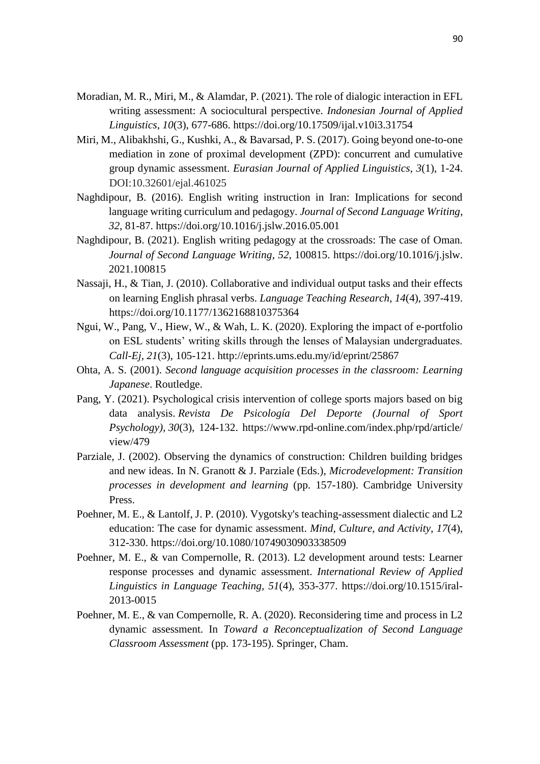Moradian, M. R., Miri, M., & Alamdar, P. (2021). The role of dialogic interaction in EFL writing assessment: A sociocultural perspective. *Indonesian Journal of Applied Linguistics*, *10*(3), 677-686. https://doi.org/10.17509/ijal.v10i3.31754

Miri, M., Alibakhshi, G., Kushki, A., & Bavarsad, P. S. (2017). Going beyond one-to-one mediation in zone of proximal development (ZPD): concurrent and cumulative group dynamic assessment. *Eurasian Journal of Applied Linguistics*, *3*(1), 1-24. DOI:10.32601/ejal.461025

Naghdipour, B. (2016). English writing instruction in Iran: Implications for second language writing curriculum and pedagogy. *Journal of Second Language Writing*, *32*, 81-87. https://doi.org/10.1016/j.jslw.2016.05.001

Naghdipour, B. (2021). English writing pedagogy at the crossroads: The case of Oman. *Journal of Second Language Writing*, *52*, 100815. https://doi.org/10.1016/j.jslw.2021.100815

Nassaji, H., & Tian, J. (2010). Collaborative and individual output tasks and their effects on learning English phrasal verbs. *Language Teaching Research*, *14*(4), 397-419. https://doi.org/10.1177/1362168810375364

Ngui, W., Pang, V., Hiew, W., & Wah, L. K. (2020). Exploring the impact of e-portfolio on ESL students' writing skills through the lenses of Malaysian undergraduates. *Call-Ej*, *21*(3), 105-121. http://eprints.ums.edu.my/id/eprint/25867

Ohta, A. S. (2001). *Second language acquisition processes in the classroom: Learning Japanese*. Routledge.

Pang, Y. (2021). Psychological crisis intervention of college sports majors based on big data analysis. *Revista De Psicología Del Deporte (Journal of Sport Psychology)*, *30*(3), 124-132. https://www.rpd-online.com/index.php/rpd/article/view/479

Parziale, J. (2002). Observing the dynamics of construction: Children building bridges and new ideas. In N. Granott & J. Parziale (Eds.), *Microdevelopment: Transition processes in development and learning* (pp. 157-180). Cambridge University Press.

Poehner, M. E., & Lantolf, J. P. (2010). Vygotsky's teaching-assessment dialectic and L2 education: The case for dynamic assessment. *Mind, Culture, and Activity*, *17*(4), 312-330. https://doi.org/10.1080/10749030903338509

Poehner, M. E., & van Compernolle, R. (2013). L2 development around tests: Learner response processes and dynamic assessment. *International Review of Applied Linguistics in Language Teaching*, *51*(4), 353-377. https://doi.org/10.1515/iral-2013-0015

Poehner, M. E., & van Compernolle, R. A. (2020). Reconsidering time and process in L2 dynamic assessment. In *Toward a Reconceptualization of Second Language Classroom Assessment* (pp. 173-195). Springer, Cham.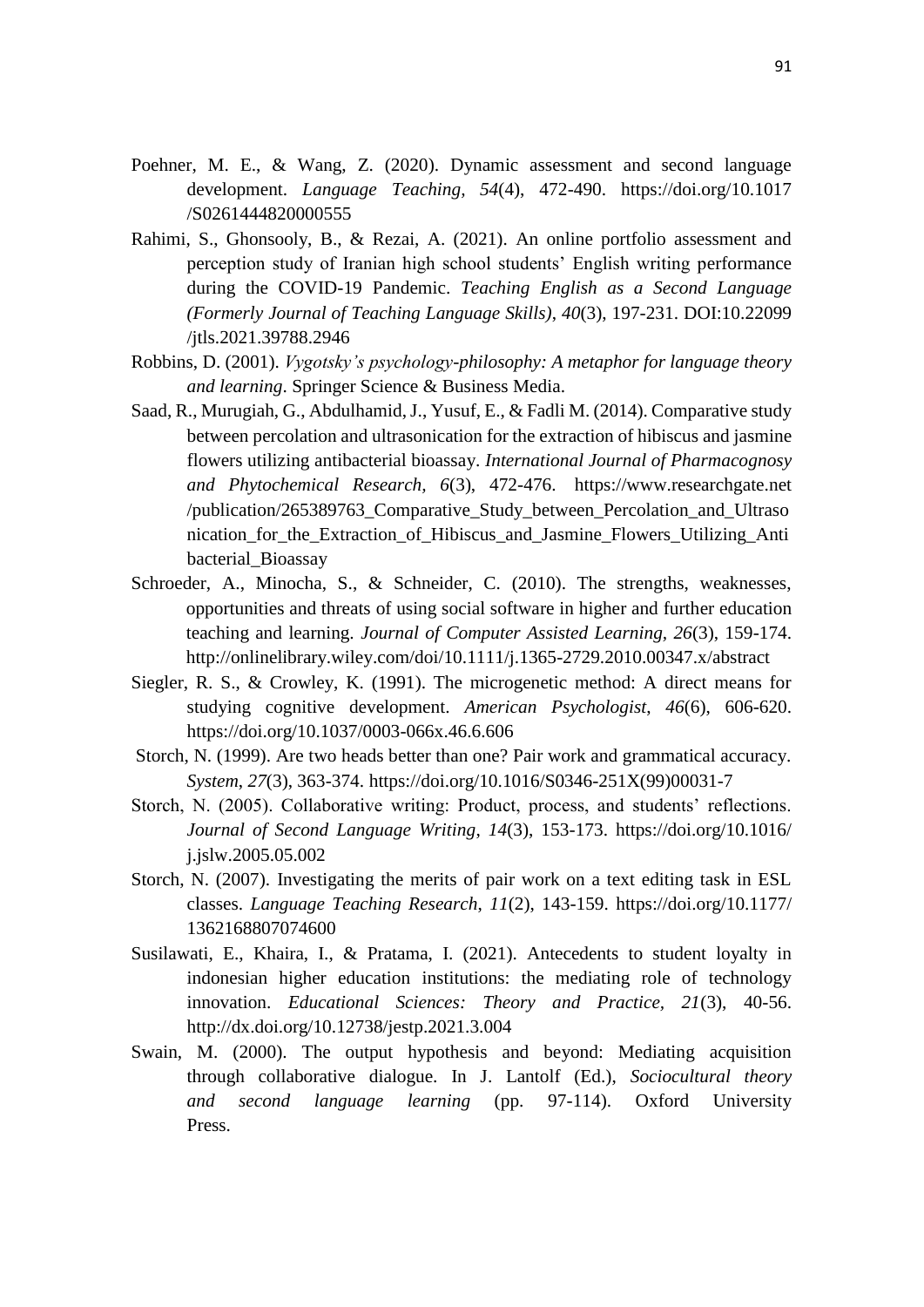Poehner, M. E., & Wang, Z. (2020). Dynamic assessment and second language development. *Language Teaching*, *54*(4), 472-490. https://doi.org/10.1017/S0261444820000555

Rahimi, S., Ghonsooly, B., & Rezai, A. (2021). An online portfolio assessment and perception study of Iranian high school students' English writing performance during the COVID-19 Pandemic. *Teaching English as a Second Language (Formerly Journal of Teaching Language Skills)*, *40*(3), 197-231. DOI:10.22099/jtls.2021.39788.2946

Robbins, D. (2001). *Vygotsky's psychology-philosophy: A metaphor for language theory and learning*. Springer Science & Business Media.

Saad, R., Murugiah, G., Abdulhamid, J., Yusuf, E., & Fadli M. (2014). Comparative study between percolation and ultrasonication for the extraction of hibiscus and jasmine flowers utilizing antibacterial bioassay. *International Journal of Pharmacognosy and Phytochemical Research, 6*(3), 472-476. https://www.researchgate.net/publication/265389763_Comparative_Study_between_Percolation_and_Ultrasonication_for_the_Extraction_of_Hibiscus_and_Jasmine_Flowers_Utilizing_Antibacterial_Bioassay

Schroeder, A., Minocha, S., & Schneider, C. (2010). The strengths, weaknesses, opportunities and threats of using social software in higher and further education teaching and learning. *Journal of Computer Assisted Learning, 26*(3), 159-174. http://onlinelibrary.wiley.com/doi/10.1111/j.1365-2729.2010.00347.x/abstract

Siegler, R. S., & Crowley, K. (1991). The microgenetic method: A direct means for studying cognitive development. *American Psychologist*, *46*(6), 606-620. https://doi.org/10.1037/0003-066x.46.6.606

Storch, N. (1999). Are two heads better than one? Pair work and grammatical accuracy. *System*, *27*(3), 363-374. https://doi.org/10.1016/S0346-251X(99)00031-7

Storch, N. (2005). Collaborative writing: Product, process, and students' reflections. *Journal of Second Language Writing*, *14*(3), 153-173. https://doi.org/10.1016/j.jslw.2005.05.002

Storch, N. (2007). Investigating the merits of pair work on a text editing task in ESL classes. *Language Teaching Research*, *11*(2), 143-159. https://doi.org/10.1177/1362168807074600

Susilawati, E., Khaira, I., & Pratama, I. (2021). Antecedents to student loyalty in indonesian higher education institutions: the mediating role of technology innovation. *Educational Sciences: Theory and Practice*, *21*(3), 40-56. http://dx.doi.org/10.12738/jestp.2021.3.004

Swain, M. (2000). The output hypothesis and beyond: Mediating acquisition through collaborative dialogue. In J. Lantolf (Ed.), *Sociocultural theory and second language learning* (pp. 97-114). Oxford University Press.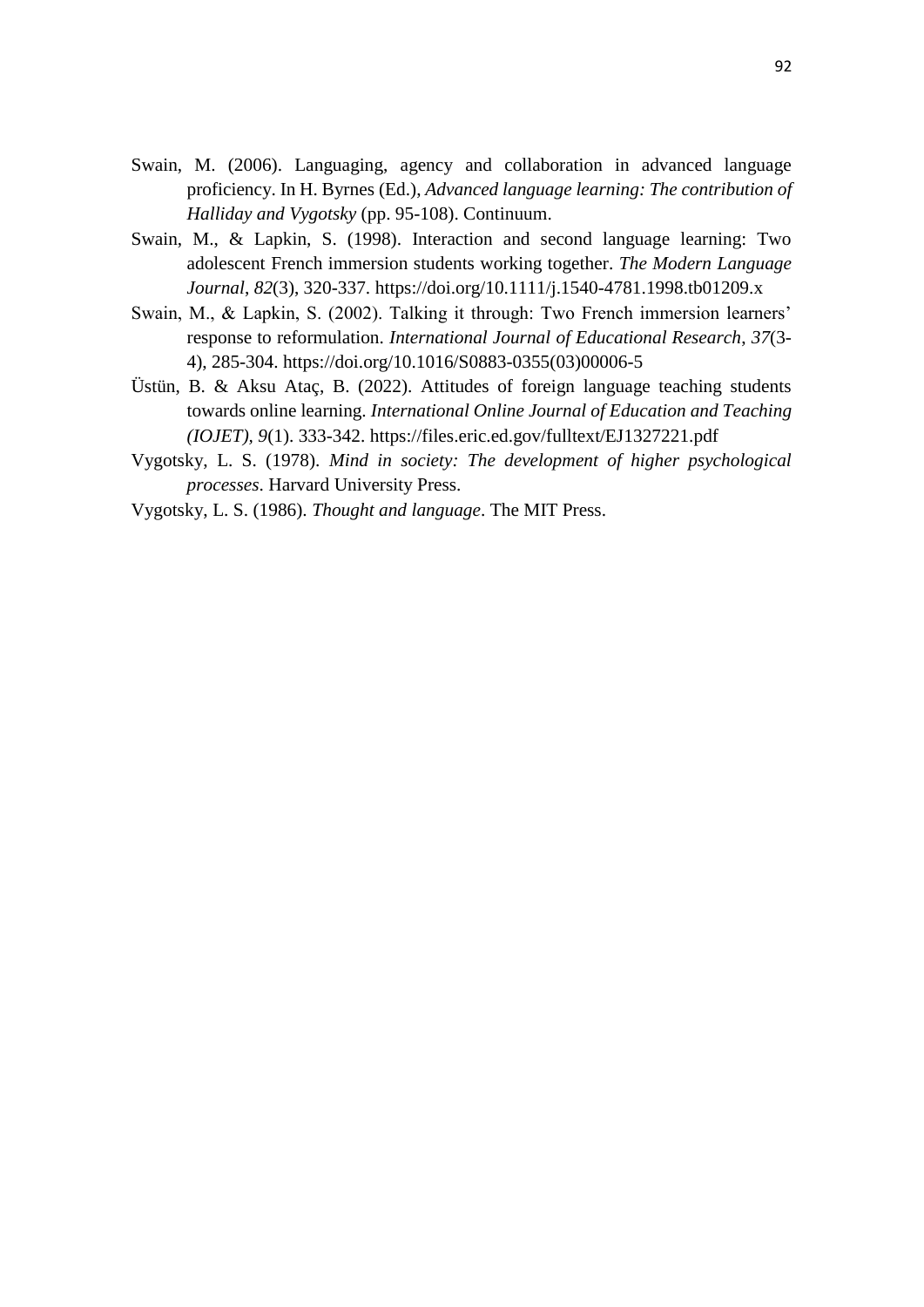Swain, M. (2006). Languaging, agency and collaboration in advanced language proficiency. In H. Byrnes (Ed.), *Advanced language learning: The contribution of Halliday and Vygotsky* (pp. 95-108). Continuum.

Swain, M., & Lapkin, S. (1998). Interaction and second language learning: Two adolescent French immersion students working together. *The Modern Language Journal*, *82*(3), 320-337. https://doi.org/10.1111/j.1540-4781.1998.tb01209.x

Swain, M., & Lapkin, S. (2002). Talking it through: Two French immersion learners' response to reformulation. *International Journal of Educational Research*, *37*(3-4), 285-304. https://doi.org/10.1016/S0883-0355(03)00006-5

Üstün, B. & Aksu Ataç, B. (2022). Attitudes of foreign language teaching students towards online learning. *International Online Journal of Education and Teaching (IOJET), 9*(1). 333-342. https://files.eric.ed.gov/fulltext/EJ1327221.pdf

Vygotsky, L. S. (1978). *Mind in society: The development of higher psychological processes*. Harvard University Press.

Vygotsky, L. S. (1986). *Thought and language*. The MIT Press.